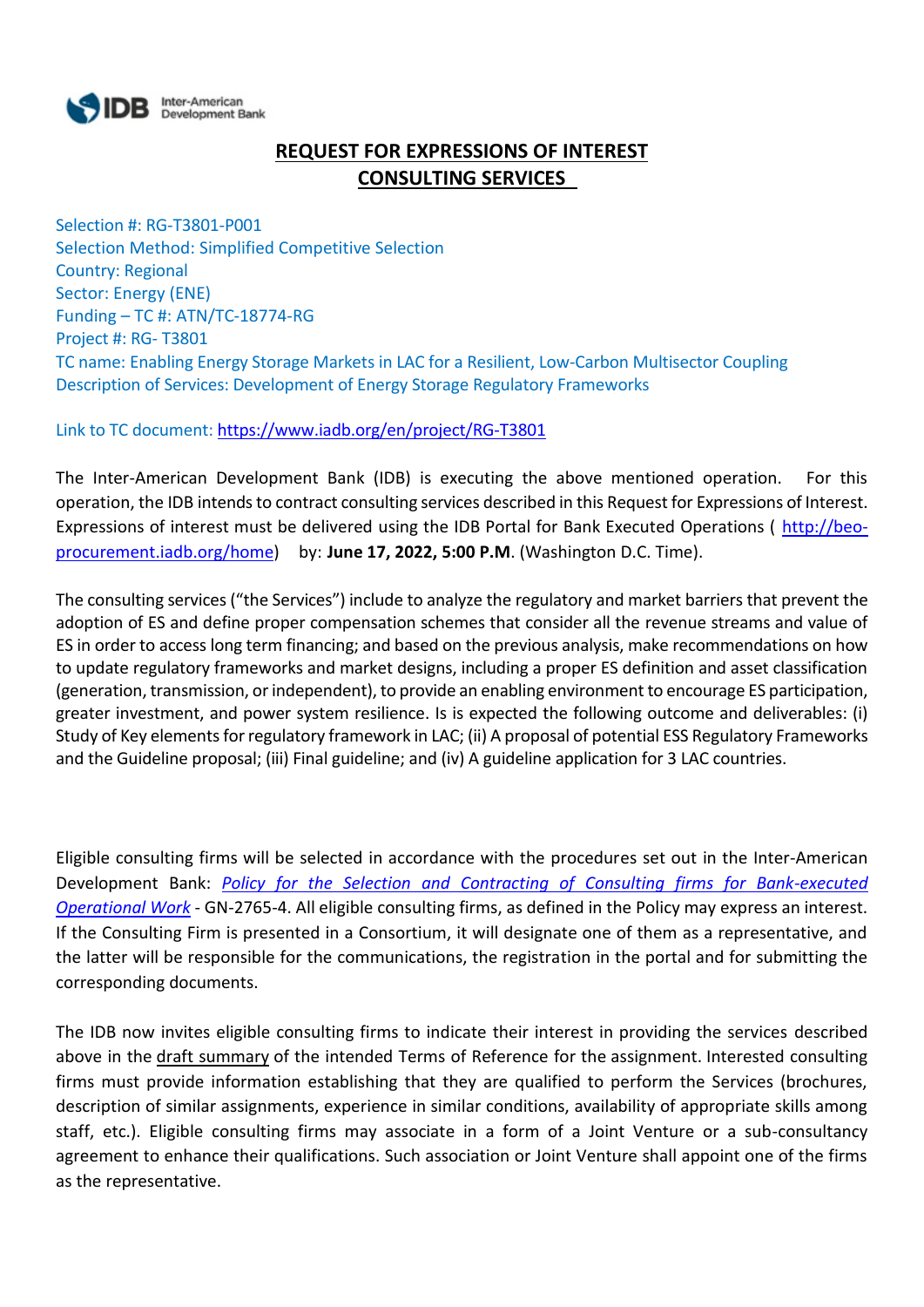# REQUEST FOR EXPRESSIONS OF INTEREST
# CONSULTING SERVICES

Selection #: RG-T3801-P001
Selection Method: Simplified Competitive Selection
Country: Regional
Sector: Energy (ENE)
Funding – TC #: ATN/TC-18774-RG
Project #: RG- T3801
TC name: Enabling Energy Storage Markets in LAC for a Resilient, Low-Carbon Multisector Coupling
Description of Services: Development of Energy Storage Regulatory Frameworks

Link to TC document: https://www.iadb.org/en/project/RG-T3801

The Inter-American Development Bank (IDB) is executing the above mentioned operation. For this operation, the IDB intends to contract consulting services described in this Request for Expressions of Interest. Expressions of interest must be delivered using the IDB Portal for Bank Executed Operations ( http://beo-procurement.iadb.org/home) by: **June 17, 2022, 5:00 P.M**. (Washington D.C. Time).

The consulting services ("the Services") include to analyze the regulatory and market barriers that prevent the adoption of ES and define proper compensation schemes that consider all the revenue streams and value of ES in order to access long term financing; and based on the previous analysis, make recommendations on how to update regulatory frameworks and market designs, including a proper ES definition and asset classification (generation, transmission, or independent), to provide an enabling environment to encourage ES participation, greater investment, and power system resilience. Is is expected the following outcome and deliverables: (i) Study of Key elements for regulatory framework in LAC; (ii) A proposal of potential ESS Regulatory Frameworks and the Guideline proposal; (iii) Final guideline; and (iv) A guideline application for 3 LAC countries.

Eligible consulting firms will be selected in accordance with the procedures set out in the Inter-American Development Bank: *Policy for the Selection and Contracting of Consulting firms for Bank-executed Operational Work* - GN-2765-4. All eligible consulting firms, as defined in the Policy may express an interest. If the Consulting Firm is presented in a Consortium, it will designate one of them as a representative, and the latter will be responsible for the communications, the registration in the portal and for submitting the corresponding documents.

The IDB now invites eligible consulting firms to indicate their interest in providing the services described above in the draft summary of the intended Terms of Reference for the assignment. Interested consulting firms must provide information establishing that they are qualified to perform the Services (brochures, description of similar assignments, experience in similar conditions, availability of appropriate skills among staff, etc.). Eligible consulting firms may associate in a form of a Joint Venture or a sub-consultancy agreement to enhance their qualifications. Such association or Joint Venture shall appoint one of the firms as the representative.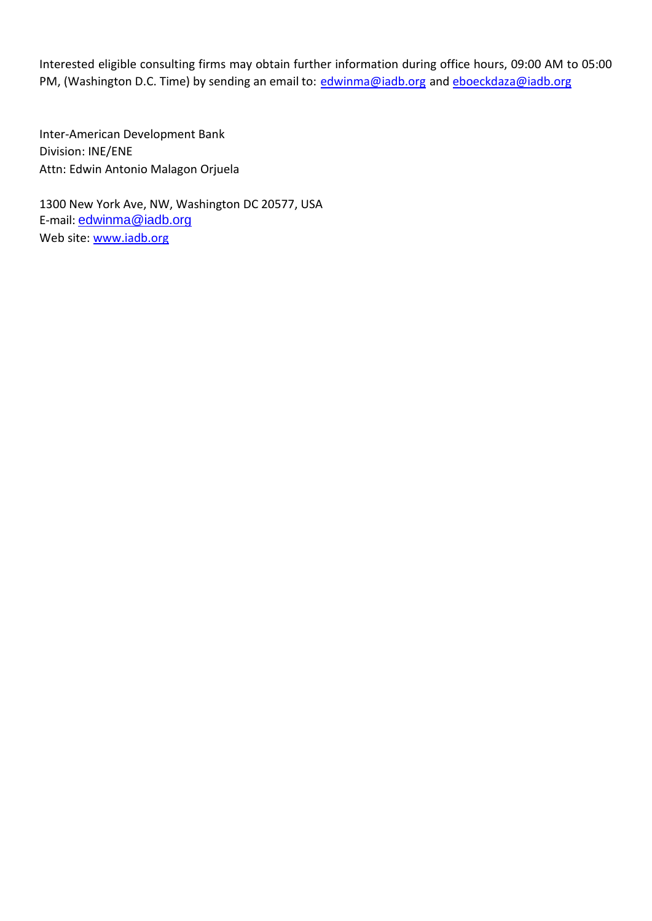Interested eligible consulting firms may obtain further information during office hours, 09:00 AM to 05:00 PM, (Washington D.C. Time) by sending an email to: edwinma@iadb.org and eboeckdaza@iadb.org

Inter-American Development Bank  
Division: INE/ENE  
Attn: Edwin Antonio Malagon Orjuela

1300 New York Ave, NW, Washington DC 20577, USA  
E-mail: edwinma@iadb.org  
Web site: www.iadb.org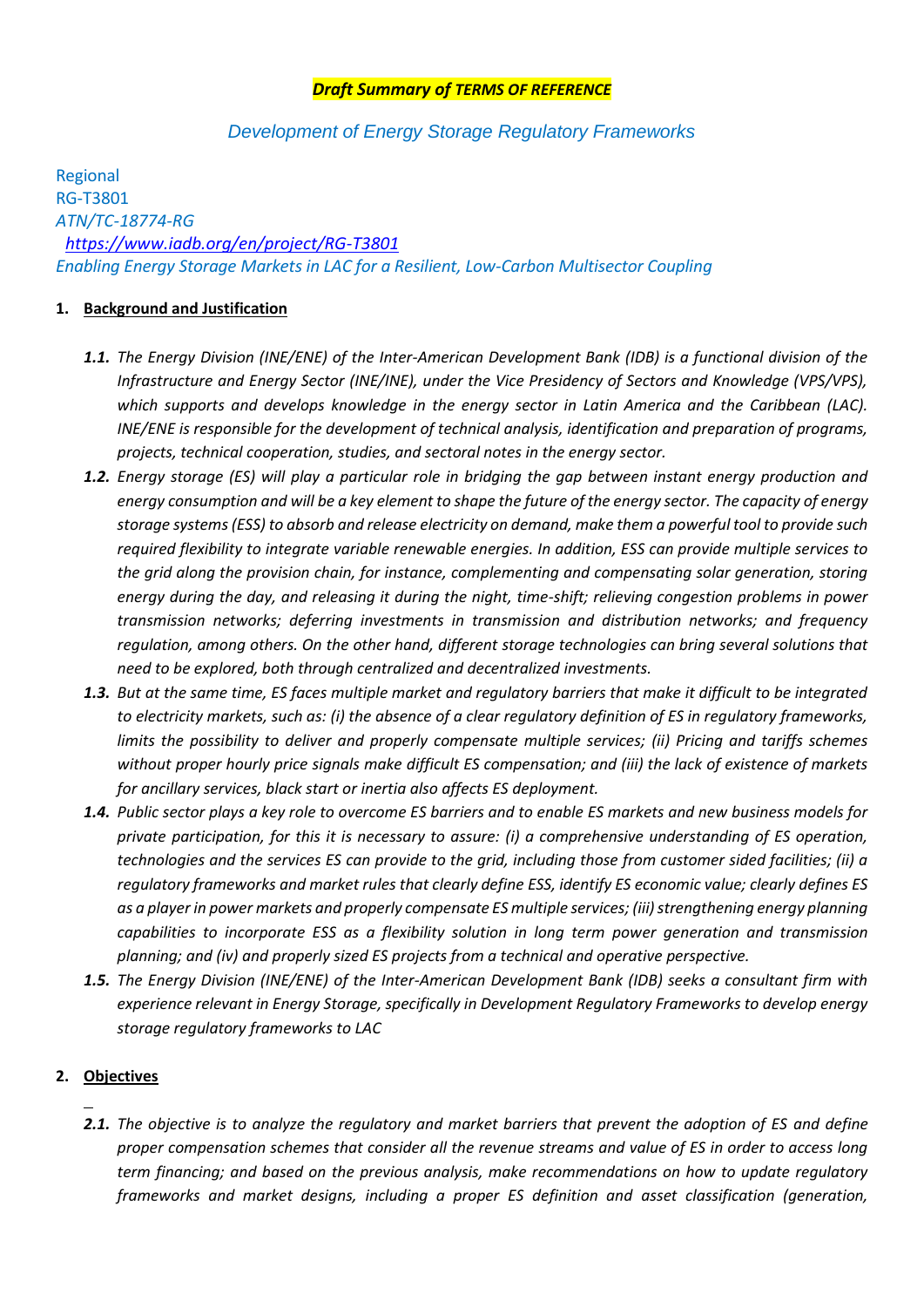***Draft Summary of TERMS OF REFERENCE***

*Development of Energy Storage Regulatory Frameworks*

Regional
RG-T3801
*ATN/TC-18774-RG*
*https://www.iadb.org/en/project/RG-T3801*
*Enabling Energy Storage Markets in LAC for a Resilient, Low-Carbon Multisector Coupling*

## 1. Background and Justification

**1.1.** *The Energy Division (INE/ENE) of the Inter-American Development Bank (IDB) is a functional division of the Infrastructure and Energy Sector (INE/INE), under the Vice Presidency of Sectors and Knowledge (VPS/VPS), which supports and develops knowledge in the energy sector in Latin America and the Caribbean (LAC). INE/ENE is responsible for the development of technical analysis, identification and preparation of programs, projects, technical cooperation, studies, and sectoral notes in the energy sector.*

**1.2.** *Energy storage (ES) will play a particular role in bridging the gap between instant energy production and energy consumption and will be a key element to shape the future of the energy sector. The capacity of energy storage systems (ESS) to absorb and release electricity on demand, make them a powerful tool to provide such required flexibility to integrate variable renewable energies. In addition, ESS can provide multiple services to the grid along the provision chain, for instance, complementing and compensating solar generation, storing energy during the day, and releasing it during the night, time-shift; relieving congestion problems in power transmission networks; deferring investments in transmission and distribution networks; and frequency regulation, among others. On the other hand, different storage technologies can bring several solutions that need to be explored, both through centralized and decentralized investments.*

**1.3.** *But at the same time, ES faces multiple market and regulatory barriers that make it difficult to be integrated to electricity markets, such as: (i) the absence of a clear regulatory definition of ES in regulatory frameworks, limits the possibility to deliver and properly compensate multiple services; (ii) Pricing and tariffs schemes without proper hourly price signals make difficult ES compensation; and (iii) the lack of existence of markets for ancillary services, black start or inertia also affects ES deployment.*

**1.4.** *Public sector plays a key role to overcome ES barriers and to enable ES markets and new business models for private participation, for this it is necessary to assure: (i) a comprehensive understanding of ES operation, technologies and the services ES can provide to the grid, including those from customer sided facilities; (ii) a regulatory frameworks and market rules that clearly define ESS, identify ES economic value; clearly defines ES as a player in power markets and properly compensate ES multiple services; (iii) strengthening energy planning capabilities to incorporate ESS as a flexibility solution in long term power generation and transmission planning; and (iv) and properly sized ES projects from a technical and operative perspective.*

**1.5.** *The Energy Division (INE/ENE) of the Inter-American Development Bank (IDB) seeks a consultant firm with experience relevant in Energy Storage, specifically in Development Regulatory Frameworks to develop energy storage regulatory frameworks to LAC*

## 2. Objectives

**2.1.** *The objective is to analyze the regulatory and market barriers that prevent the adoption of ES and define proper compensation schemes that consider all the revenue streams and value of ES in order to access long term financing; and based on the previous analysis, make recommendations on how to update regulatory frameworks and market designs, including a proper ES definition and asset classification (generation,*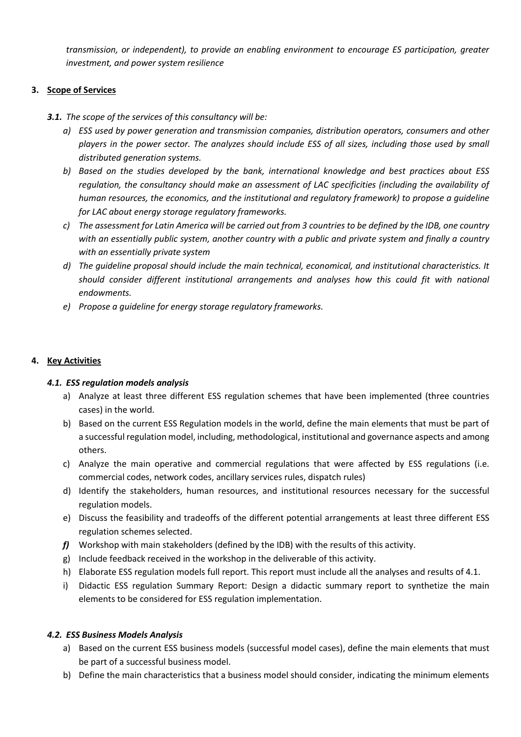*transmission, or independent), to provide an enabling environment to encourage ES participation, greater investment, and power system resilience*

**3. Scope of Services**

***3.1.*** *The scope of the services of this consultancy will be:*

*a) ESS used by power generation and transmission companies, distribution operators, consumers and other players in the power sector. The analyzes should include ESS of all sizes, including those used by small distributed generation systems.*

*b) Based on the studies developed by the bank, international knowledge and best practices about ESS regulation, the consultancy should make an assessment of LAC specificities (including the availability of human resources, the economics, and the institutional and regulatory framework) to propose a guideline for LAC about energy storage regulatory frameworks.*

*c) The assessment for Latin America will be carried out from 3 countries to be defined by the IDB, one country with an essentially public system, another country with a public and private system and finally a country with an essentially private system*

*d) The guideline proposal should include the main technical, economical, and institutional characteristics. It should consider different institutional arrangements and analyses how this could fit with national endowments.*

*e) Propose a guideline for energy storage regulatory frameworks.*

**4. Key Activities**

***4.1. ESS regulation models analysis***

a) Analyze at least three different ESS regulation schemes that have been implemented (three countries cases) in the world.

b) Based on the current ESS Regulation models in the world, define the main elements that must be part of a successful regulation model, including, methodological, institutional and governance aspects and among others.

c) Analyze the main operative and commercial regulations that were affected by ESS regulations (i.e. commercial codes, network codes, ancillary services rules, dispatch rules)

d) Identify the stakeholders, human resources, and institutional resources necessary for the successful regulation models.

e) Discuss the feasibility and tradeoffs of the different potential arrangements at least three different ESS regulation schemes selected.

***f)*** Workshop with main stakeholders (defined by the IDB) with the results of this activity.

g) Include feedback received in the workshop in the deliverable of this activity.

h) Elaborate ESS regulation models full report. This report must include all the analyses and results of 4.1.

i) Didactic ESS regulation Summary Report: Design a didactic summary report to synthetize the main elements to be considered for ESS regulation implementation.

***4.2. ESS Business Models Analysis***

a) Based on the current ESS business models (successful model cases), define the main elements that must be part of a successful business model.

b) Define the main characteristics that a business model should consider, indicating the minimum elements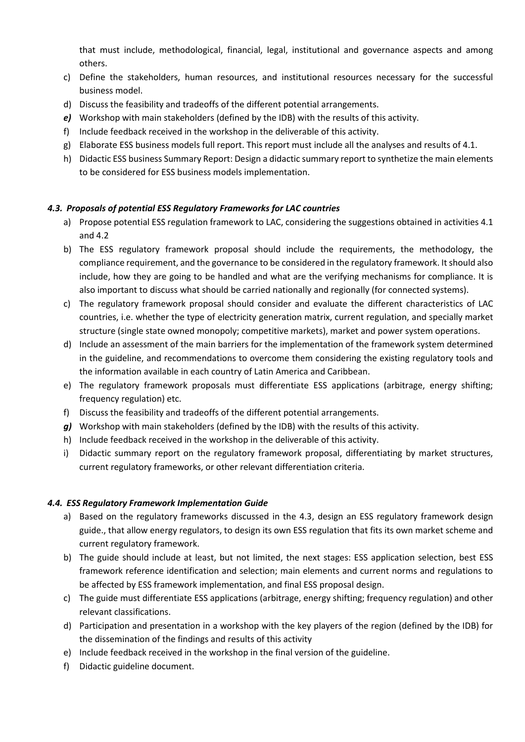that must include, methodological, financial, legal, institutional and governance aspects and among others.

c) Define the stakeholders, human resources, and institutional resources necessary for the successful business model.
d) Discuss the feasibility and tradeoffs of the different potential arrangements.
***e)*** Workshop with main stakeholders (defined by the IDB) with the results of this activity.
f) Include feedback received in the workshop in the deliverable of this activity.
g) Elaborate ESS business models full report. This report must include all the analyses and results of 4.1.
h) Didactic ESS business Summary Report: Design a didactic summary report to synthetize the main elements to be considered for ESS business models implementation.

#### *4.3. Proposals of potential ESS Regulatory Frameworks for LAC countries*

a) Propose potential ESS regulation framework to LAC, considering the suggestions obtained in activities 4.1 and 4.2
b) The ESS regulatory framework proposal should include the requirements, the methodology, the compliance requirement, and the governance to be considered in the regulatory framework. It should also include, how they are going to be handled and what are the verifying mechanisms for compliance. It is also important to discuss what should be carried nationally and regionally (for connected systems).
c) The regulatory framework proposal should consider and evaluate the different characteristics of LAC countries, i.e. whether the type of electricity generation matrix, current regulation, and specially market structure (single state owned monopoly; competitive markets), market and power system operations.
d) Include an assessment of the main barriers for the implementation of the framework system determined in the guideline, and recommendations to overcome them considering the existing regulatory tools and the information available in each country of Latin America and Caribbean.
e) The regulatory framework proposals must differentiate ESS applications (arbitrage, energy shifting; frequency regulation) etc.
f) Discuss the feasibility and tradeoffs of the different potential arrangements.
***g)*** Workshop with main stakeholders (defined by the IDB) with the results of this activity.
h) Include feedback received in the workshop in the deliverable of this activity.
i) Didactic summary report on the regulatory framework proposal, differentiating by market structures, current regulatory frameworks, or other relevant differentiation criteria.

#### *4.4. ESS Regulatory Framework Implementation Guide*

a) Based on the regulatory frameworks discussed in the 4.3, design an ESS regulatory framework design guide., that allow energy regulators, to design its own ESS regulation that fits its own market scheme and current regulatory framework.
b) The guide should include at least, but not limited, the next stages: ESS application selection, best ESS framework reference identification and selection; main elements and current norms and regulations to be affected by ESS framework implementation, and final ESS proposal design.
c) The guide must differentiate ESS applications (arbitrage, energy shifting; frequency regulation) and other relevant classifications.
d) Participation and presentation in a workshop with the key players of the region (defined by the IDB) for the dissemination of the findings and results of this activity
e) Include feedback received in the workshop in the final version of the guideline.
f) Didactic guideline document.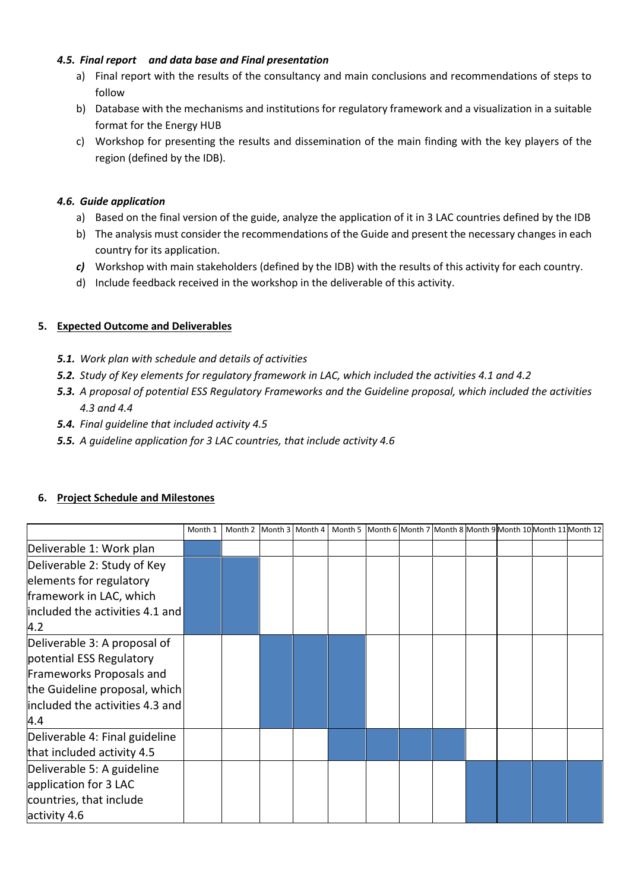#### *4.5. Final report and data base and Final presentation*

a) Final report with the results of the consultancy and main conclusions and recommendations of steps to follow
b) Database with the mechanisms and institutions for regulatory framework and a visualization in a suitable format for the Energy HUB
c) Workshop for presenting the results and dissemination of the main finding with the key players of the region (defined by the IDB).

#### *4.6. Guide application*

a) Based on the final version of the guide, analyze the application of it in 3 LAC countries defined by the IDB
b) The analysis must consider the recommendations of the Guide and present the necessary changes in each country for its application.
***c)*** Workshop with main stakeholders (defined by the IDB) with the results of this activity for each country.
d) Include feedback received in the workshop in the deliverable of this activity.

## 5. Expected Outcome and Deliverables

***5.1.*** *Work plan with schedule and details of activities*
***5.2.*** *Study of Key elements for regulatory framework in LAC, which included the activities 4.1 and 4.2*
***5.3.*** *A proposal of potential ESS Regulatory Frameworks and the Guideline proposal, which included the activities 4.3 and 4.4*
***5.4.*** *Final guideline that included activity 4.5*
***5.5.*** *A guideline application for 3 LAC countries, that include activity 4.6*

## 6. Project Schedule and Milestones

| | Month 1 | Month 2 | Month 3 | Month 4 | Month 5 | Month 6 | Month 7 | Month 8 | Month 9 | Month 10 | Month 11 | Month 12 |
|---|---|---|---|---|---|---|---|---|---|---|---|---|
| Deliverable 1: Work plan | ■ | | | | | | | | | | | |
| Deliverable 2: Study of Key elements for regulatory framework in LAC, which included the activities 4.1 and 4.2 | ■ | ■ | | | | | | | | | | |
| Deliverable 3: A proposal of potential ESS Regulatory Frameworks Proposals and the Guideline proposal, which included the activities 4.3 and 4.4 | | | ■ | ■ | ■ | | | | | | | |
| Deliverable 4: Final guideline that included activity 4.5 | | | | | ■ | ■ | ■ | ■ | | | | |
| Deliverable 5: A guideline application for 3 LAC countries, that include activity 4.6 | | | | | | | | | ■ | ■ | ■ | ■ |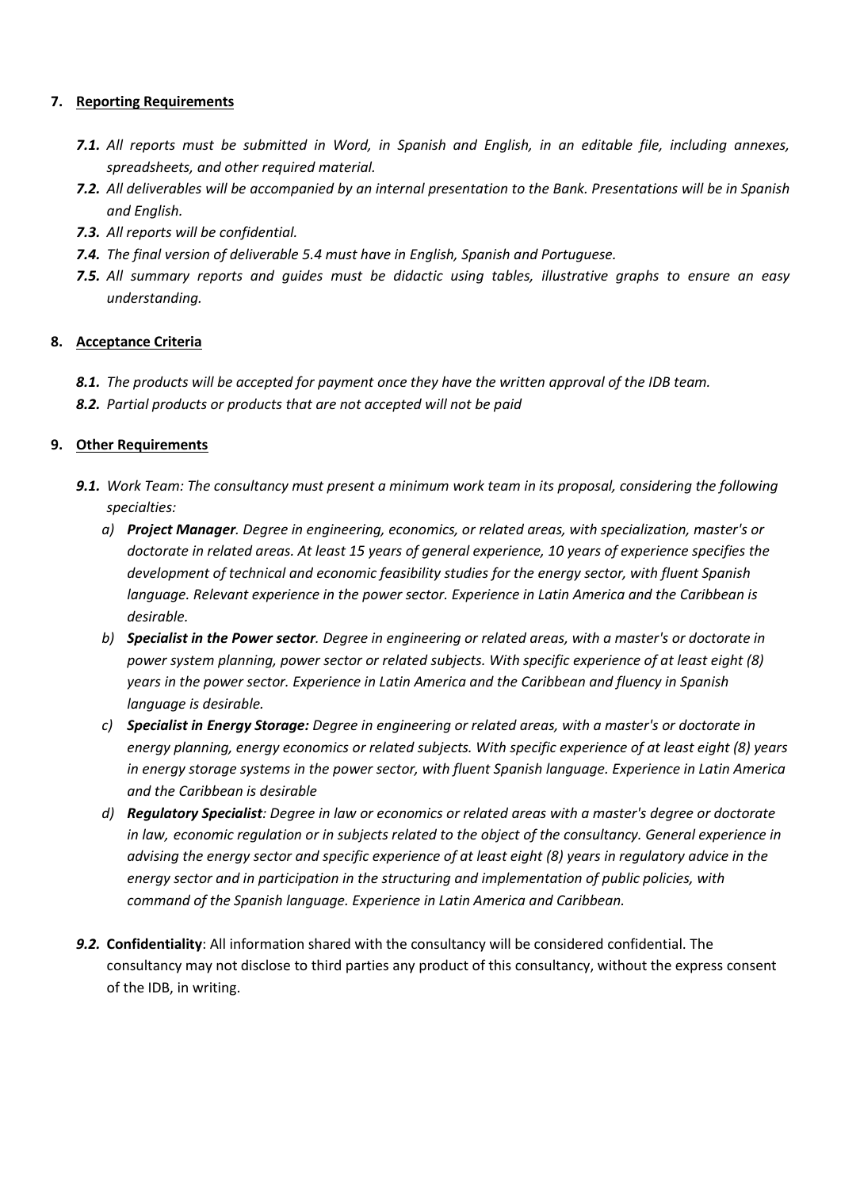## 7. Reporting Requirements

- ***7.1.*** *All reports must be submitted in Word, in Spanish and English, in an editable file, including annexes, spreadsheets, and other required material.*
- ***7.2.*** *All deliverables will be accompanied by an internal presentation to the Bank. Presentations will be in Spanish and English.*
- ***7.3.*** *All reports will be confidential.*
- ***7.4.*** *The final version of deliverable 5.4 must have in English, Spanish and Portuguese.*
- ***7.5.*** *All summary reports and guides must be didactic using tables, illustrative graphs to ensure an easy understanding.*

## 8. Acceptance Criteria

- ***8.1.*** *The products will be accepted for payment once they have the written approval of the IDB team.*
- ***8.2.*** *Partial products or products that are not accepted will not be paid*

## 9. Other Requirements

- ***9.1.*** *Work Team: The consultancy must present a minimum work team in its proposal, considering the following specialties:*
  - *a)* ***Project Manager****. Degree in engineering, economics, or related areas, with specialization, master's or doctorate in related areas. At least 15 years of general experience, 10 years of experience specifies the development of technical and economic feasibility studies for the energy sector, with fluent Spanish language. Relevant experience in the power sector. Experience in Latin America and the Caribbean is desirable.*
  - *b)* ***Specialist in the Power sector****. Degree in engineering or related areas, with a master's or doctorate in power system planning, power sector or related subjects. With specific experience of at least eight (8) years in the power sector. Experience in Latin America and the Caribbean and fluency in Spanish language is desirable.*
  - *c)* ***Specialist in Energy Storage:*** *Degree in engineering or related areas, with a master's or doctorate in energy planning, energy economics or related subjects. With specific experience of at least eight (8) years in energy storage systems in the power sector, with fluent Spanish language. Experience in Latin America and the Caribbean is desirable*
  - *d)* ***Regulatory Specialist****: Degree in law or economics or related areas with a master's degree or doctorate in law, economic regulation or in subjects related to the object of the consultancy. General experience in advising the energy sector and specific experience of at least eight (8) years in regulatory advice in the energy sector and in participation in the structuring and implementation of public policies, with command of the Spanish language. Experience in Latin America and Caribbean.*
- ***9.2.*** **Confidentiality**: All information shared with the consultancy will be considered confidential. The consultancy may not disclose to third parties any product of this consultancy, without the express consent of the IDB, in writing.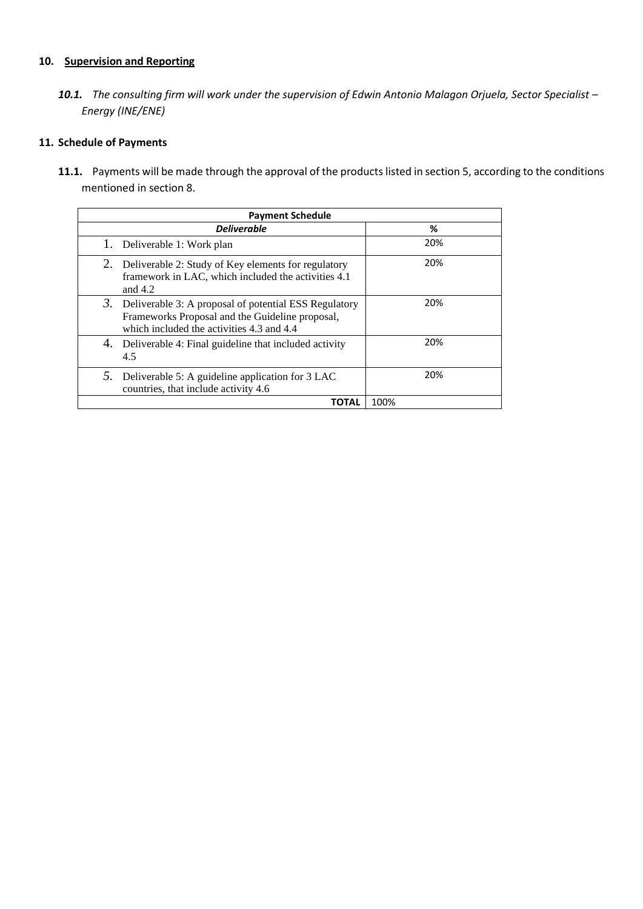## 10. Supervision and Reporting

***10.1.*** *The consulting firm will work under the supervision of Edwin Antonio Malagon Orjuela, Sector Specialist – Energy (INE/ENE)*

## 11. Schedule of Payments

**11.1.** Payments will be made through the approval of the products listed in section 5, according to the conditions mentioned in section 8.

| Payment Schedule | |
|---|---|
| ***Deliverable*** | **%** |
| 1. Deliverable 1: Work plan | 20% |
| 2. Deliverable 2: Study of Key elements for regulatory framework in LAC, which included the activities 4.1 and 4.2 | 20% |
| *3.* Deliverable 3: A proposal of potential ESS Regulatory Frameworks Proposal and the Guideline proposal, which included the activities 4.3 and 4.4 | 20% |
| 4. Deliverable 4: Final guideline that included activity 4.5 | 20% |
| *5.* Deliverable 5: A guideline application for 3 LAC countries, that include activity 4.6 | 20% |
| **TOTAL** | 100% |